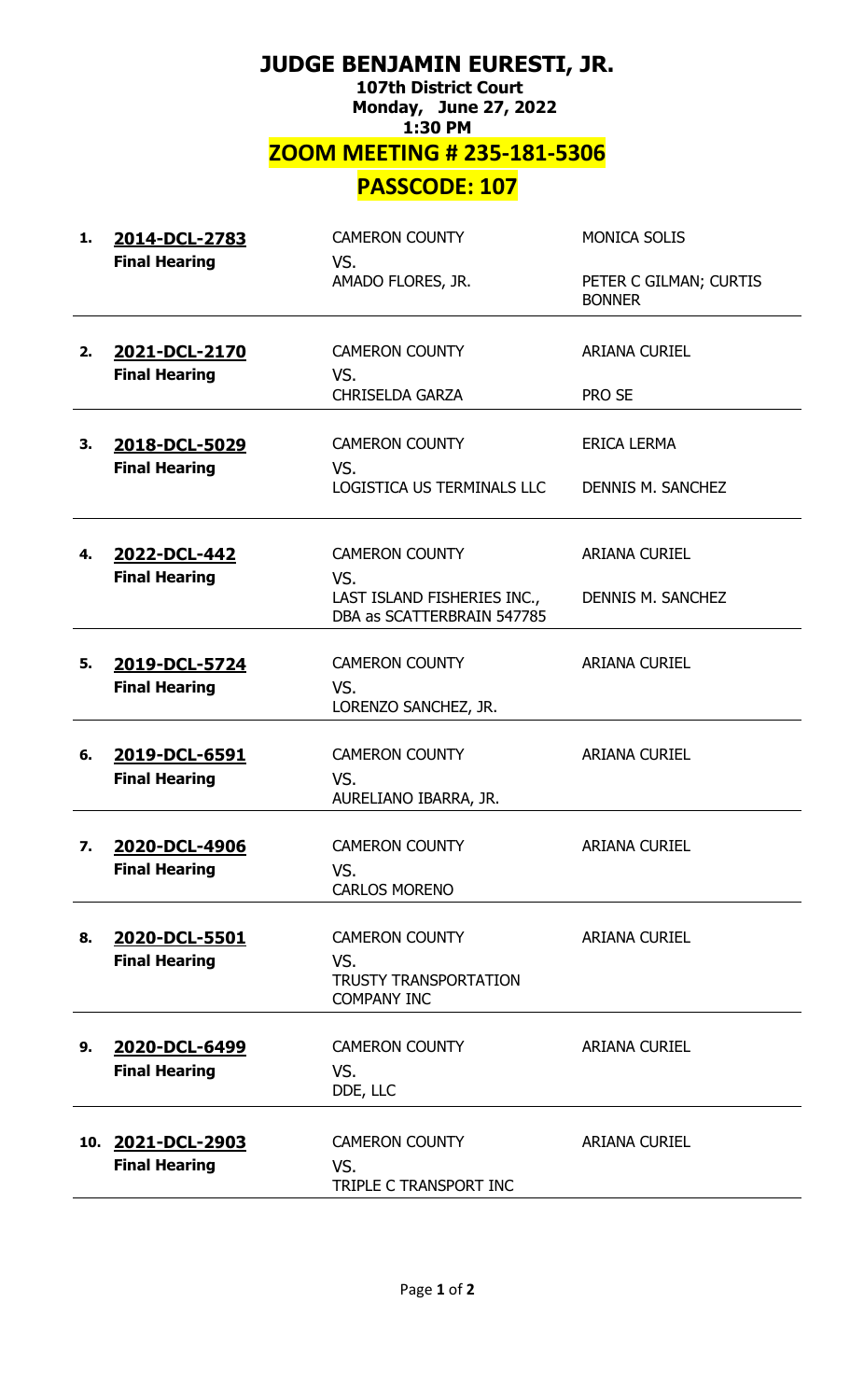# JUDGE BENJAMIN EURESTI, JR.

**107th District Court**
**Monday, June 27, 2022**
**1:30 PM**

## ZOOM MEETING # 235-181-5306

## PASSCODE: 107

| # | Case | Parties | Attorneys |
|---|---|---|---|
| 1. | **2014-DCL-2783**<br>**Final Hearing** | CAMERON COUNTY<br>VS.<br>AMADO FLORES, JR. | MONICA SOLIS<br><br>PETER C GILMAN; CURTIS BONNER |
| 2. | **2021-DCL-2170**<br>**Final Hearing** | CAMERON COUNTY<br>VS.<br>CHRISELDA GARZA | ARIANA CURIEL<br><br>PRO SE |
| 3. | **2018-DCL-5029**<br>**Final Hearing** | CAMERON COUNTY<br>VS.<br>LOGISTICA US TERMINALS LLC | ERICA LERMA<br><br>DENNIS M. SANCHEZ |
| 4. | **2022-DCL-442**<br>**Final Hearing** | CAMERON COUNTY<br>VS.<br>LAST ISLAND FISHERIES INC., DBA as SCATTERBRAIN 547785 | ARIANA CURIEL<br><br>DENNIS M. SANCHEZ |
| 5. | **2019-DCL-5724**<br>**Final Hearing** | CAMERON COUNTY<br>VS.<br>LORENZO SANCHEZ, JR. | ARIANA CURIEL |
| 6. | **2019-DCL-6591**<br>**Final Hearing** | CAMERON COUNTY<br>VS.<br>AURELIANO IBARRA, JR. | ARIANA CURIEL |
| 7. | **2020-DCL-4906**<br>**Final Hearing** | CAMERON COUNTY<br>VS.<br>CARLOS MORENO | ARIANA CURIEL |
| 8. | **2020-DCL-5501**<br>**Final Hearing** | CAMERON COUNTY<br>VS.<br>TRUSTY TRANSPORTATION COMPANY INC | ARIANA CURIEL |
| 9. | **2020-DCL-6499**<br>**Final Hearing** | CAMERON COUNTY<br>VS.<br>DDE, LLC | ARIANA CURIEL |
| 10. | **2021-DCL-2903**<br>**Final Hearing** | CAMERON COUNTY<br>VS.<br>TRIPLE C TRANSPORT INC | ARIANA CURIEL |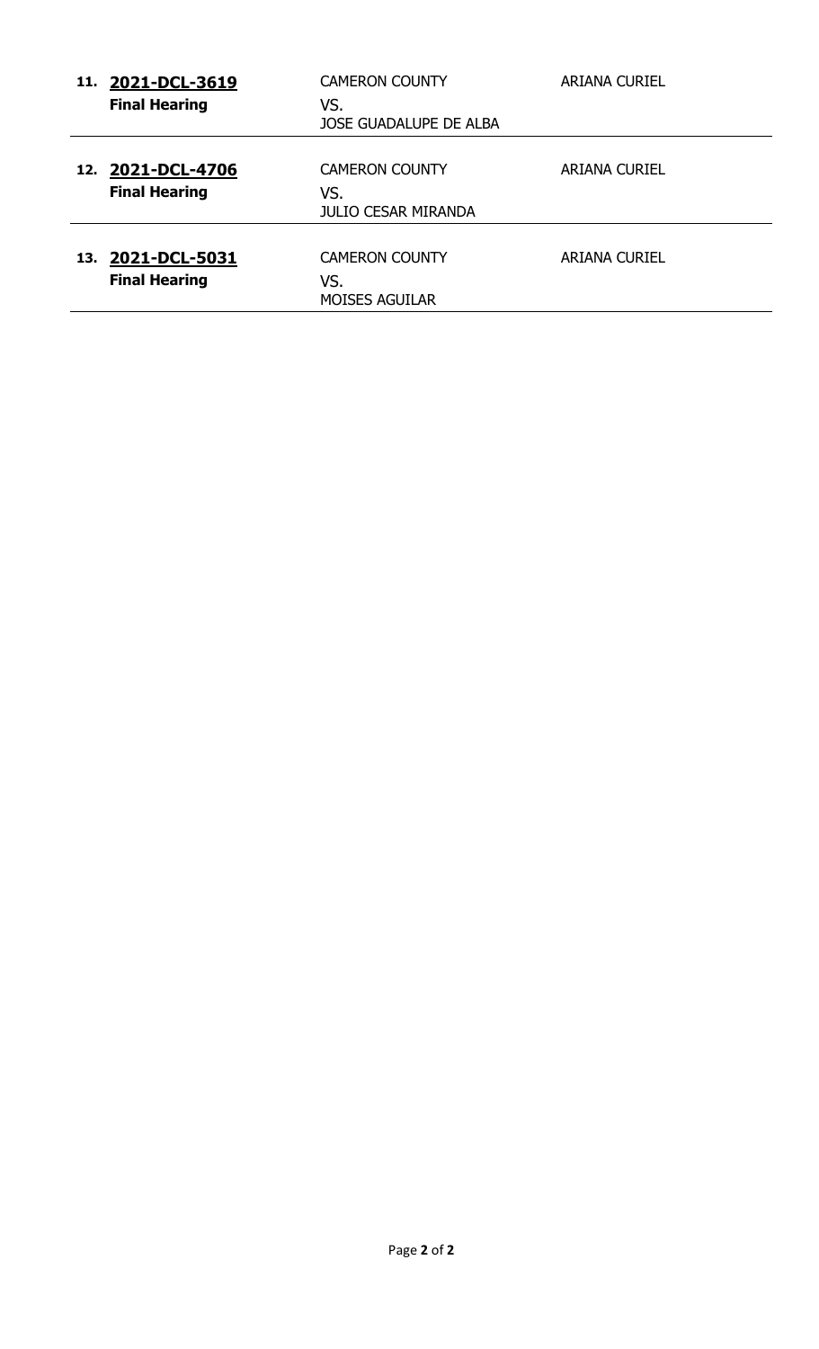| | | |
|---|---|---|
| 11. **2021-DCL-3619** **Final Hearing** | CAMERON COUNTY VS. JOSE GUADALUPE DE ALBA | ARIANA CURIEL |
| 12. **2021-DCL-4706** **Final Hearing** | CAMERON COUNTY VS. JULIO CESAR MIRANDA | ARIANA CURIEL |
| 13. **2021-DCL-5031** **Final Hearing** | CAMERON COUNTY VS. MOISES AGUILAR | ARIANA CURIEL |